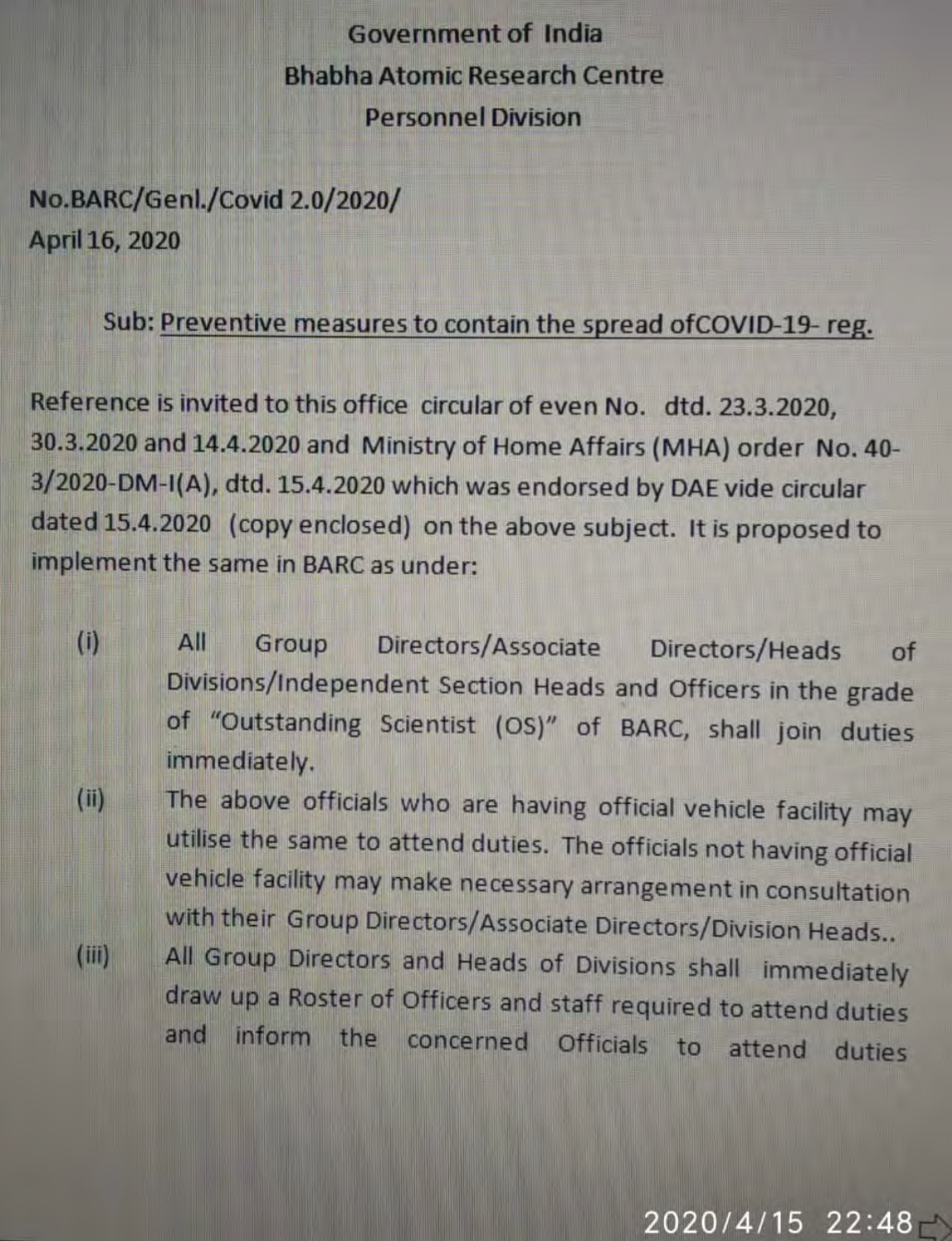Government of India

Bhabha Atomic Research Centre

Personnel Division

No.BARC/Genl./Covid 2.0/2020/

April 16, 2020

Sub: <u>Preventive measures to contain the spread ofCOVID-19- reg.</u>

Reference is invited to this office circular of even No. dtd. 23.3.2020, 30.3.2020 and 14.4.2020 and Ministry of Home Affairs (MHA) order No. 40-3/2020-DM-I(A), dtd. 15.4.2020 which was endorsed by DAE vide circular dated 15.4.2020 (copy enclosed) on the above subject. It is proposed to implement the same in BARC as under:

(i) All Group Directors/Associate Directors/Heads of Divisions/Independent Section Heads and Officers in the grade of "Outstanding Scientist (OS)" of BARC, shall join duties immediately.

(ii) The above officials who are having official vehicle facility may utilise the same to attend duties. The officials not having official vehicle facility may make necessary arrangement in consultation with their Group Directors/Associate Directors/Division Heads..

(iii) All Group Directors and Heads of Divisions shall immediately draw up a Roster of Officers and staff required to attend duties and inform the concerned Officials to attend duties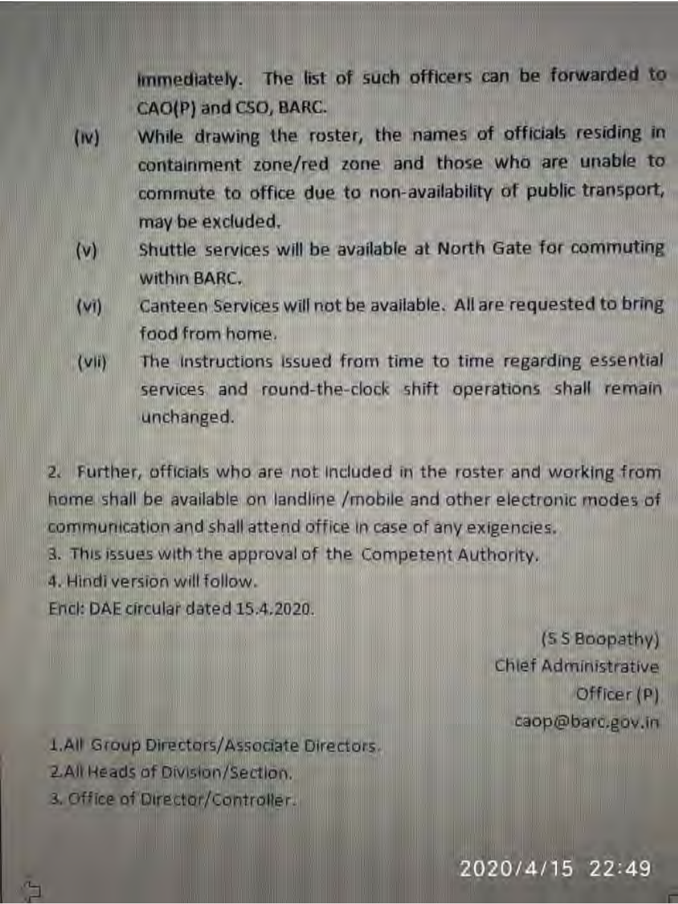immediately. The list of such officers can be forwarded to CAO(P) and CSO, BARC.

(iv) While drawing the roster, the names of officials residing in containment zone/red zone and those who are unable to commute to office due to non-availability of public transport, may be excluded.

(v) Shuttle services will be available at North Gate for commuting within BARC.

(vi) Canteen Services will not be available. All are requested to bring food from home.

(vii) The instructions issued from time to time regarding essential services and round-the-clock shift operations shall remain unchanged.

2. Further, officials who are not included in the roster and working from home shall be available on landline /mobile and other electronic modes of communication and shall attend office in case of any exigencies.

3. This issues with the approval of the Competent Authority.

4. Hindi version will follow.

Encl: DAE circular dated 15.4.2020.

(S S Boopathy)
Chief Administrative Officer (P)
caop@barc.gov.in

1. All Group Directors/Associate Directors.
2. All Heads of Division/Section.
3. Office of Director/Controller.

2020/4/15 22:49